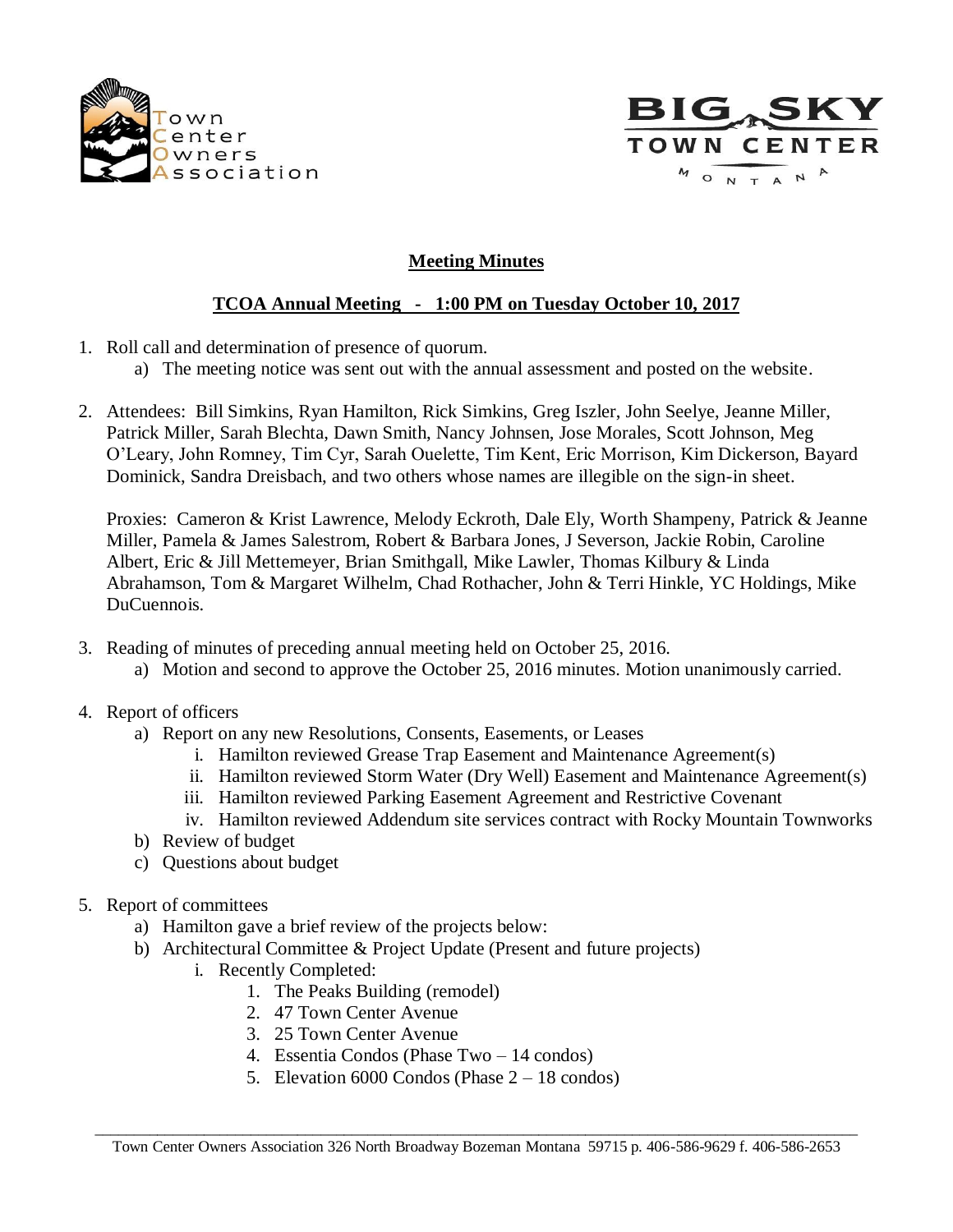Town Center Owners Association

BIG SKY TOWN CENTER MONTANA

## Meeting Minutes

## TCOA Annual Meeting - 1:00 PM on Tuesday October 10, 2017

1. Roll call and determination of presence of quorum.
   a) The meeting notice was sent out with the annual assessment and posted on the website.

2. Attendees: Bill Simkins, Ryan Hamilton, Rick Simkins, Greg Iszler, John Seelye, Jeanne Miller, Patrick Miller, Sarah Blechta, Dawn Smith, Nancy Johnsen, Jose Morales, Scott Johnson, Meg O'Leary, John Romney, Tim Cyr, Sarah Ouelette, Tim Kent, Eric Morrison, Kim Dickerson, Bayard Dominick, Sandra Dreisbach, and two others whose names are illegible on the sign-in sheet.

   Proxies: Cameron & Krist Lawrence, Melody Eckroth, Dale Ely, Worth Shampeny, Patrick & Jeanne Miller, Pamela & James Salestrom, Robert & Barbara Jones, J Severson, Jackie Robin, Caroline Albert, Eric & Jill Mettemeyer, Brian Smithgall, Mike Lawler, Thomas Kilbury & Linda Abrahamson, Tom & Margaret Wilhelm, Chad Rothacher, John & Terri Hinkle, YC Holdings, Mike DuCuennois.

3. Reading of minutes of preceding annual meeting held on October 25, 2016.
   a) Motion and second to approve the October 25, 2016 minutes. Motion unanimously carried.

4. Report of officers
   a) Report on any new Resolutions, Consents, Easements, or Leases
      i. Hamilton reviewed Grease Trap Easement and Maintenance Agreement(s)
      ii. Hamilton reviewed Storm Water (Dry Well) Easement and Maintenance Agreement(s)
      iii. Hamilton reviewed Parking Easement Agreement and Restrictive Covenant
      iv. Hamilton reviewed Addendum site services contract with Rocky Mountain Townworks
   b) Review of budget
   c) Questions about budget

5. Report of committees
   a) Hamilton gave a brief review of the projects below:
   b) Architectural Committee & Project Update (Present and future projects)
      i. Recently Completed:
         1. The Peaks Building (remodel)
         2. 47 Town Center Avenue
         3. 25 Town Center Avenue
         4. Essentia Condos (Phase Two – 14 condos)
         5. Elevation 6000 Condos (Phase 2 – 18 condos)

Town Center Owners Association 326 North Broadway Bozeman Montana 59715 p. 406-586-9629 f. 406-586-2653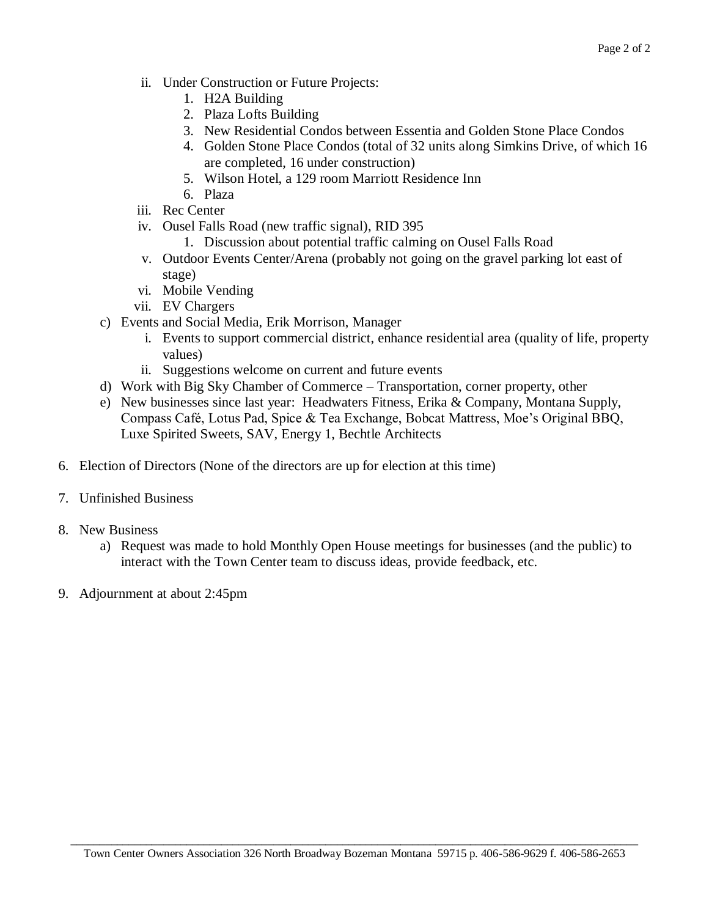- ii. Under Construction or Future Projects:
  1. H2A Building
  2. Plaza Lofts Building
  3. New Residential Condos between Essentia and Golden Stone Place Condos
  4. Golden Stone Place Condos (total of 32 units along Simkins Drive, of which 16 are completed, 16 under construction)
  5. Wilson Hotel, a 129 room Marriott Residence Inn
  6. Plaza
- iii. Rec Center
- iv. Ousel Falls Road (new traffic signal), RID 395
  1. Discussion about potential traffic calming on Ousel Falls Road
- v. Outdoor Events Center/Arena (probably not going on the gravel parking lot east of stage)
- vi. Mobile Vending
- vii. EV Chargers

c) Events and Social Media, Erik Morrison, Manager
- i. Events to support commercial district, enhance residential area (quality of life, property values)
- ii. Suggestions welcome on current and future events

d) Work with Big Sky Chamber of Commerce – Transportation, corner property, other

e) New businesses since last year: Headwaters Fitness, Erika & Company, Montana Supply, Compass Café, Lotus Pad, Spice & Tea Exchange, Bobcat Mattress, Moe's Original BBQ, Luxe Spirited Sweets, SAV, Energy 1, Bechtle Architects

6. Election of Directors (None of the directors are up for election at this time)

7. Unfinished Business

8. New Business
   a) Request was made to hold Monthly Open House meetings for businesses (and the public) to interact with the Town Center team to discuss ideas, provide feedback, etc.

9. Adjournment at about 2:45pm

Town Center Owners Association 326 North Broadway Bozeman Montana 59715 p. 406-586-9629 f. 406-586-2653